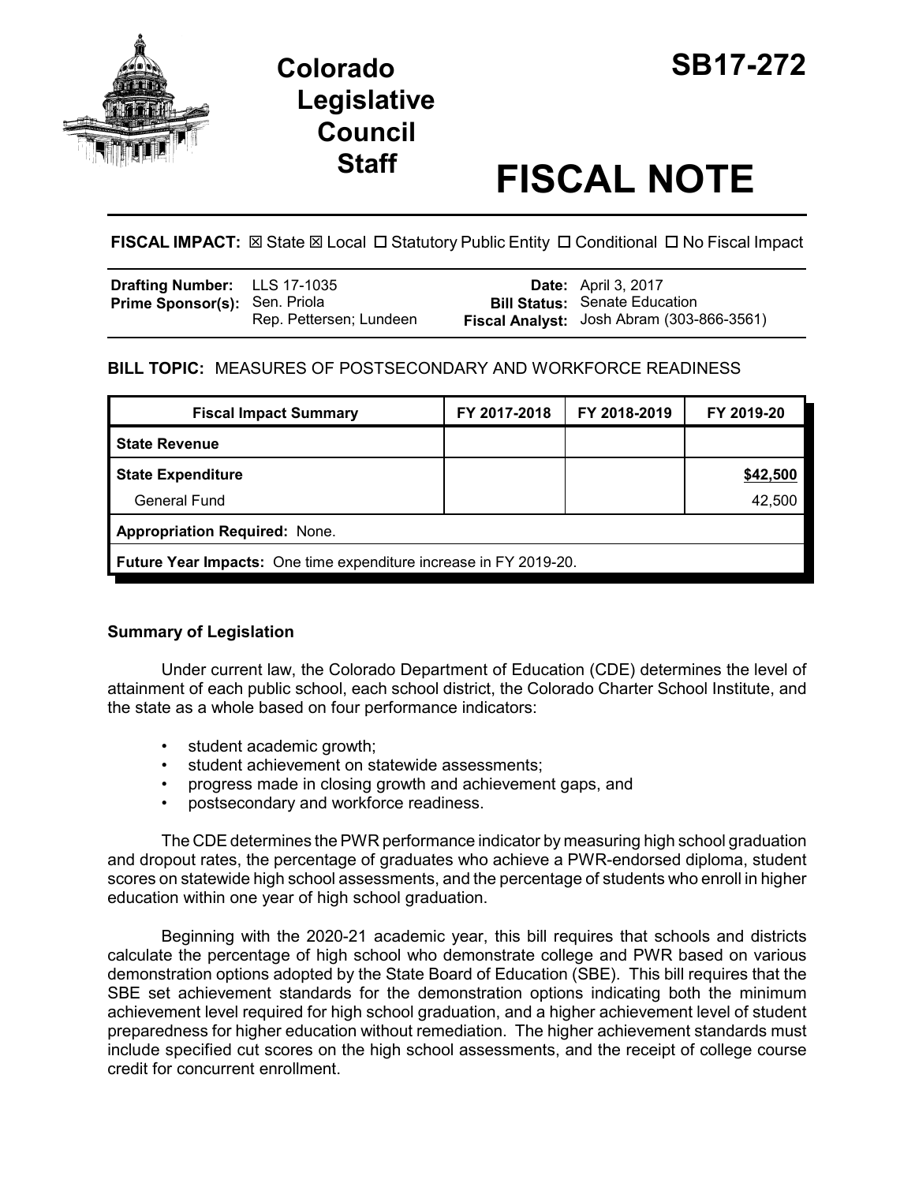# Colorado Legislative Council Staff

# SB17-272

# FISCAL NOTE

**FISCAL IMPACT:** ☒ State ☒ Local ☐ Statutory Public Entity ☐ Conditional ☐ No Fiscal Impact

| | | | |
|---|---|---|---|
| **Drafting Number:** | LLS 17-1035 | **Date:** | April 3, 2017 |
| **Prime Sponsor(s):** | Sen. Priola<br>Rep. Pettersen; Lundeen | **Bill Status:** | Senate Education |
| | | **Fiscal Analyst:** | Josh Abram (303-866-3561) |

**BILL TOPIC:** MEASURES OF POSTSECONDARY AND WORKFORCE READINESS

| Fiscal Impact Summary | FY 2017-2018 | FY 2018-2019 | FY 2019-20 |
|---|---|---|---|
| **State Revenue** | | | |
| **State Expenditure** | | | **$42,500** |
| General Fund | | | 42,500 |
| **Appropriation Required:** None. | | | |
| **Future Year Impacts:** One time expenditure increase in FY 2019-20. | | | |

## Summary of Legislation

Under current law, the Colorado Department of Education (CDE) determines the level of attainment of each public school, each school district, the Colorado Charter School Institute, and the state as a whole based on four performance indicators:

- student academic growth;
- student achievement on statewide assessments;
- progress made in closing growth and achievement gaps, and
- postsecondary and workforce readiness.

The CDE determines the PWR performance indicator by measuring high school graduation and dropout rates, the percentage of graduates who achieve a PWR-endorsed diploma, student scores on statewide high school assessments, and the percentage of students who enroll in higher education within one year of high school graduation.

Beginning with the 2020-21 academic year, this bill requires that schools and districts calculate the percentage of high school who demonstrate college and PWR based on various demonstration options adopted by the State Board of Education (SBE). This bill requires that the SBE set achievement standards for the demonstration options indicating both the minimum achievement level required for high school graduation, and a higher achievement level of student preparedness for higher education without remediation. The higher achievement standards must include specified cut scores on the high school assessments, and the receipt of college course credit for concurrent enrollment.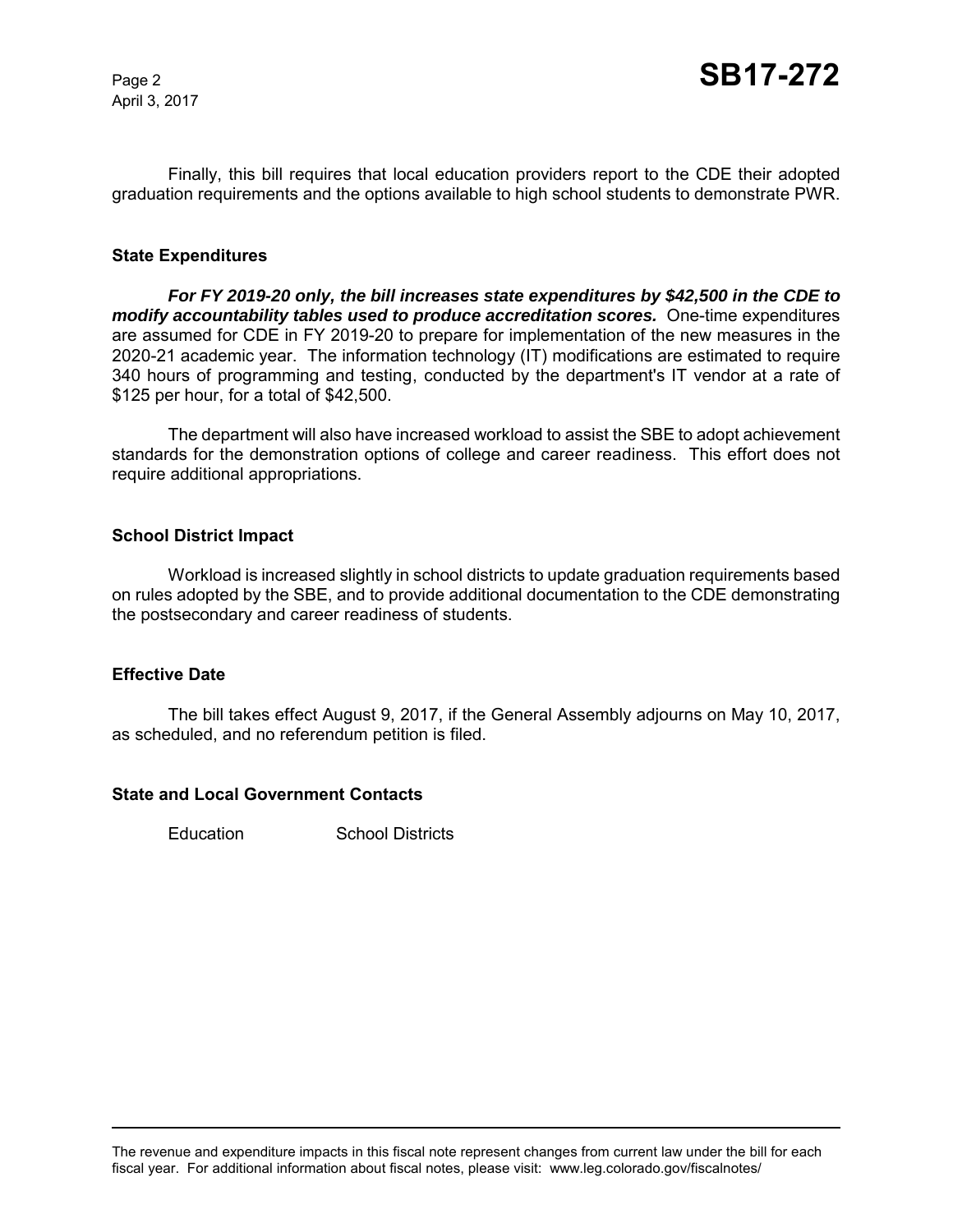Finally, this bill requires that local education providers report to the CDE their adopted graduation requirements and the options available to high school students to demonstrate PWR.

### State Expenditures

***For FY 2019-20 only, the bill increases state expenditures by $42,500 in the CDE to modify accountability tables used to produce accreditation scores.*** One-time expenditures are assumed for CDE in FY 2019-20 to prepare for implementation of the new measures in the 2020-21 academic year. The information technology (IT) modifications are estimated to require 340 hours of programming and testing, conducted by the department's IT vendor at a rate of $125 per hour, for a total of $42,500.

The department will also have increased workload to assist the SBE to adopt achievement standards for the demonstration options of college and career readiness. This effort does not require additional appropriations.

### School District Impact

Workload is increased slightly in school districts to update graduation requirements based on rules adopted by the SBE, and to provide additional documentation to the CDE demonstrating the postsecondary and career readiness of students.

### Effective Date

The bill takes effect August 9, 2017, if the General Assembly adjourns on May 10, 2017, as scheduled, and no referendum petition is filed.

### State and Local Government Contacts

Education School Districts

The revenue and expenditure impacts in this fiscal note represent changes from current law under the bill for each fiscal year. For additional information about fiscal notes, please visit: www.leg.colorado.gov/fiscalnotes/